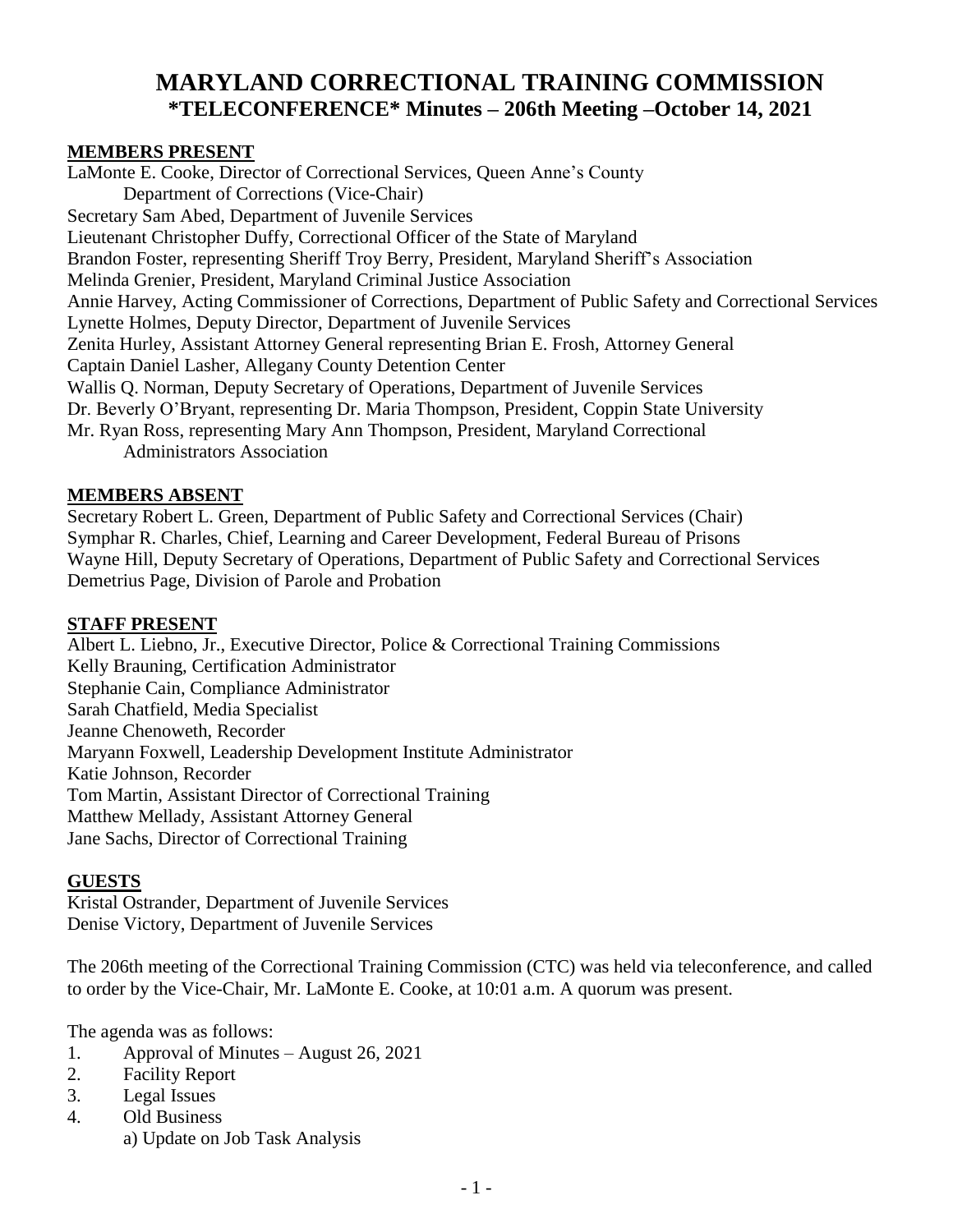# MARYLAND CORRECTIONAL TRAINING COMMISSION
## *TELECONFERENCE* Minutes – 206th Meeting –October 14, 2021

### MEMBERS PRESENT

LaMonte E. Cooke, Director of Correctional Services, Queen Anne's County Department of Corrections (Vice-Chair)
Secretary Sam Abed, Department of Juvenile Services
Lieutenant Christopher Duffy, Correctional Officer of the State of Maryland
Brandon Foster, representing Sheriff Troy Berry, President, Maryland Sheriff's Association
Melinda Grenier, President, Maryland Criminal Justice Association
Annie Harvey, Acting Commissioner of Corrections, Department of Public Safety and Correctional Services
Lynette Holmes, Deputy Director, Department of Juvenile Services
Zenita Hurley, Assistant Attorney General representing Brian E. Frosh, Attorney General
Captain Daniel Lasher, Allegany County Detention Center
Wallis Q. Norman, Deputy Secretary of Operations, Department of Juvenile Services
Dr. Beverly O'Bryant, representing Dr. Maria Thompson, President, Coppin State University
Mr. Ryan Ross, representing Mary Ann Thompson, President, Maryland Correctional Administrators Association

### MEMBERS ABSENT

Secretary Robert L. Green, Department of Public Safety and Correctional Services (Chair)
Symphar R. Charles, Chief, Learning and Career Development, Federal Bureau of Prisons
Wayne Hill, Deputy Secretary of Operations, Department of Public Safety and Correctional Services
Demetrius Page, Division of Parole and Probation

### STAFF PRESENT

Albert L. Liebno, Jr., Executive Director, Police & Correctional Training Commissions
Kelly Brauning, Certification Administrator
Stephanie Cain, Compliance Administrator
Sarah Chatfield, Media Specialist
Jeanne Chenoweth, Recorder
Maryann Foxwell, Leadership Development Institute Administrator
Katie Johnson, Recorder
Tom Martin, Assistant Director of Correctional Training
Matthew Mellady, Assistant Attorney General
Jane Sachs, Director of Correctional Training

### GUESTS

Kristal Ostrander, Department of Juvenile Services
Denise Victory, Department of Juvenile Services

The 206th meeting of the Correctional Training Commission (CTC) was held via teleconference, and called to order by the Vice-Chair, Mr. LaMonte E. Cooke, at 10:01 a.m. A quorum was present.

The agenda was as follows:

1. Approval of Minutes – August 26, 2021
2. Facility Report
3. Legal Issues
4. Old Business
   a) Update on Job Task Analysis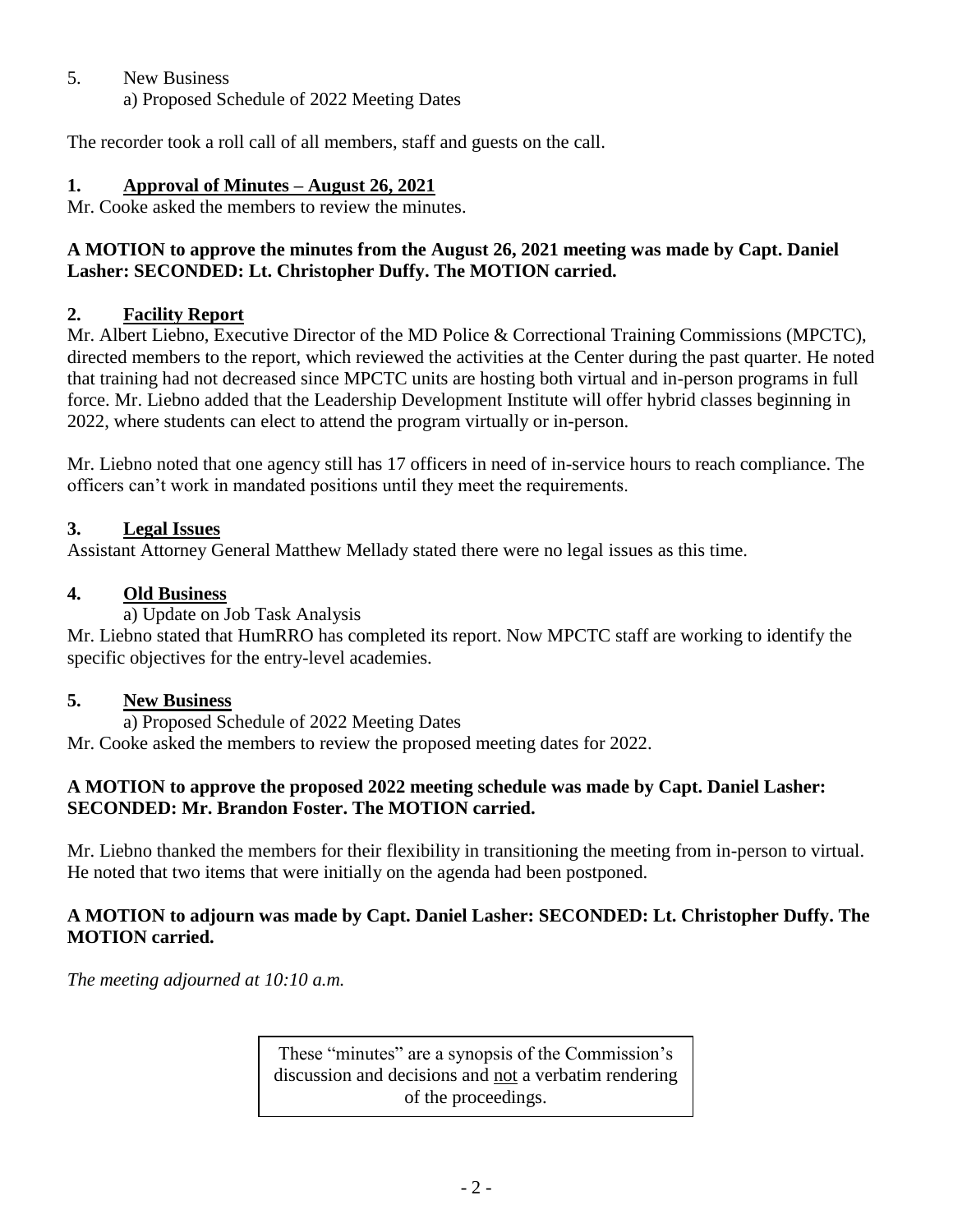5. New Business
   a) Proposed Schedule of 2022 Meeting Dates

The recorder took a roll call of all members, staff and guests on the call.

## 1. Approval of Minutes – August 26, 2021

Mr. Cooke asked the members to review the minutes.

**A MOTION to approve the minutes from the August 26, 2021 meeting was made by Capt. Daniel Lasher: SECONDED: Lt. Christopher Duffy. The MOTION carried.**

## 2. Facility Report

Mr. Albert Liebno, Executive Director of the MD Police & Correctional Training Commissions (MPCTC), directed members to the report, which reviewed the activities at the Center during the past quarter. He noted that training had not decreased since MPCTC units are hosting both virtual and in-person programs in full force. Mr. Liebno added that the Leadership Development Institute will offer hybrid classes beginning in 2022, where students can elect to attend the program virtually or in-person.

Mr. Liebno noted that one agency still has 17 officers in need of in-service hours to reach compliance. The officers can't work in mandated positions until they meet the requirements.

## 3. Legal Issues

Assistant Attorney General Matthew Mellady stated there were no legal issues as this time.

## 4. Old Business

a) Update on Job Task Analysis

Mr. Liebno stated that HumRRO has completed its report. Now MPCTC staff are working to identify the specific objectives for the entry-level academies.

## 5. New Business

a) Proposed Schedule of 2022 Meeting Dates

Mr. Cooke asked the members to review the proposed meeting dates for 2022.

**A MOTION to approve the proposed 2022 meeting schedule was made by Capt. Daniel Lasher: SECONDED: Mr. Brandon Foster. The MOTION carried.**

Mr. Liebno thanked the members for their flexibility in transitioning the meeting from in-person to virtual. He noted that two items that were initially on the agenda had been postponed.

**A MOTION to adjourn was made by Capt. Daniel Lasher: SECONDED: Lt. Christopher Duffy. The MOTION carried.**

*The meeting adjourned at 10:10 a.m.*

These "minutes" are a synopsis of the Commission's discussion and decisions and not a verbatim rendering of the proceedings.